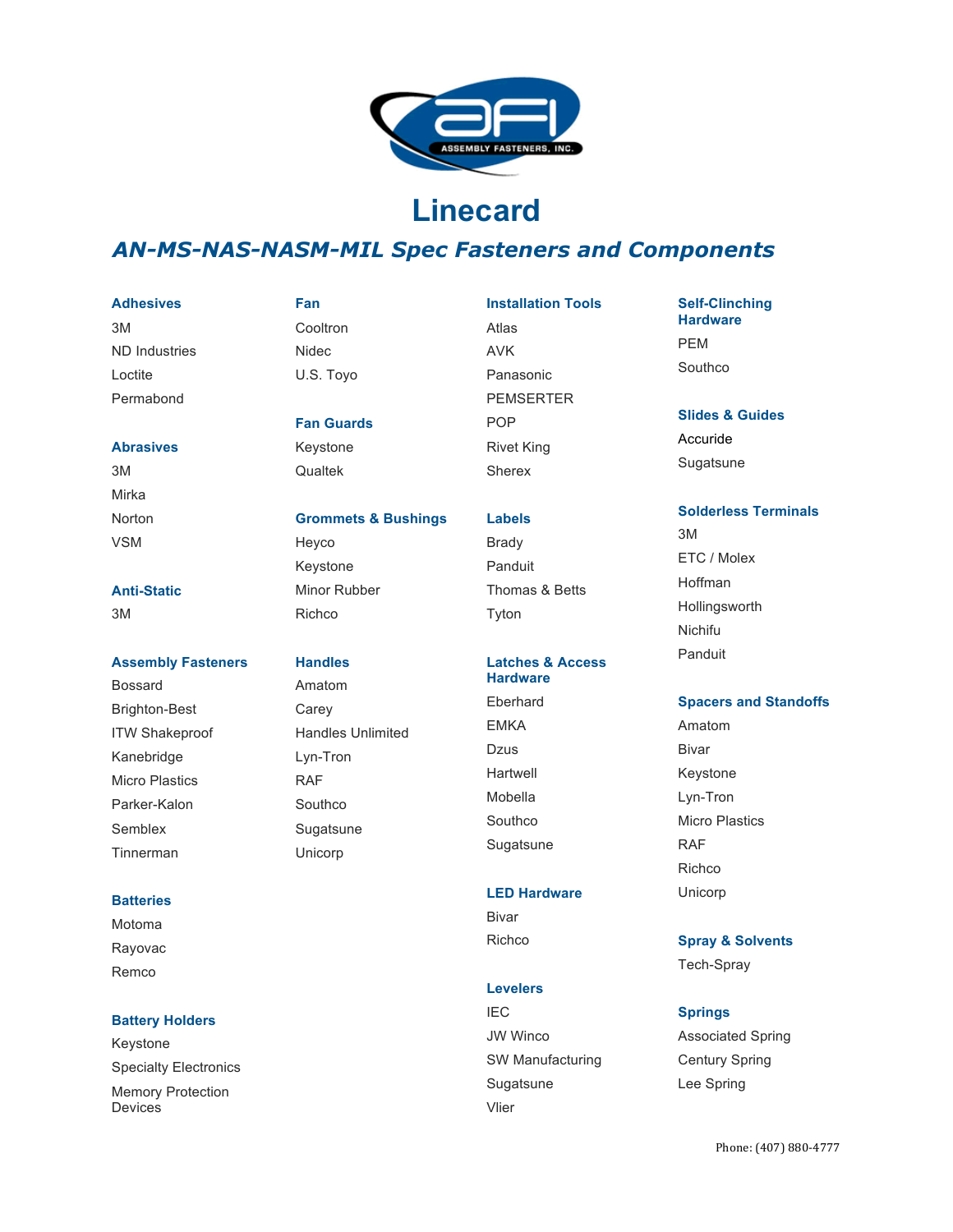# Linecard

## *AN-MS-NAS-NASM-MIL Spec Fasteners and Components*

### Adhesives
- 3M
- ND Industries
- Loctite
- Permabond

### Abrasives
- 3M
- Mirka
- Norton
- VSM

### Anti-Static
- 3M

### Assembly Fasteners
- Bossard
- Brighton-Best
- ITW Shakeproof
- Kanebridge
- Micro Plastics
- Parker-Kalon
- Semblex
- Tinnerman

### Batteries
- Motoma
- Rayovac
- Remco

### Battery Holders
- Keystone
- Specialty Electronics
- Memory Protection Devices

### Fan
- Cooltron
- Nidec
- U.S. Toyo

### Fan Guards
- Keystone
- Qualtek

### Grommets & Bushings
- Heyco
- Keystone
- Minor Rubber
- Richco

### Handles
- Amatom
- Carey
- Handles Unlimited
- Lyn-Tron
- RAF
- Southco
- Sugatsune
- Unicorp

### Installation Tools
- Atlas
- AVK
- Panasonic
- PEMSERTER
- POP
- Rivet King
- Sherex

### Labels
- Brady
- Panduit
- Thomas & Betts
- Tyton

### Latches & Access Hardware
- Eberhard
- EMKA
- Dzus
- Hartwell
- Mobella
- Southco
- Sugatsune

### LED Hardware
- Bivar
- Richco

### Levelers
- IEC
- JW Winco
- SW Manufacturing
- Sugatsune
- Vlier

### Self-Clinching Hardware
- PEM
- Southco

### Slides & Guides
- Accuride
- Sugatsune

### Solderless Terminals
- 3M
- ETC / Molex
- Hoffman
- Hollingsworth
- Nichifu
- Panduit

### Spacers and Standoffs
- Amatom
- Bivar
- Keystone
- Lyn-Tron
- Micro Plastics
- RAF
- Richco
- Unicorp

### Spray & Solvents
- Tech-Spray

### Springs
- Associated Spring
- Century Spring
- Lee Spring

Phone: (407) 880-4777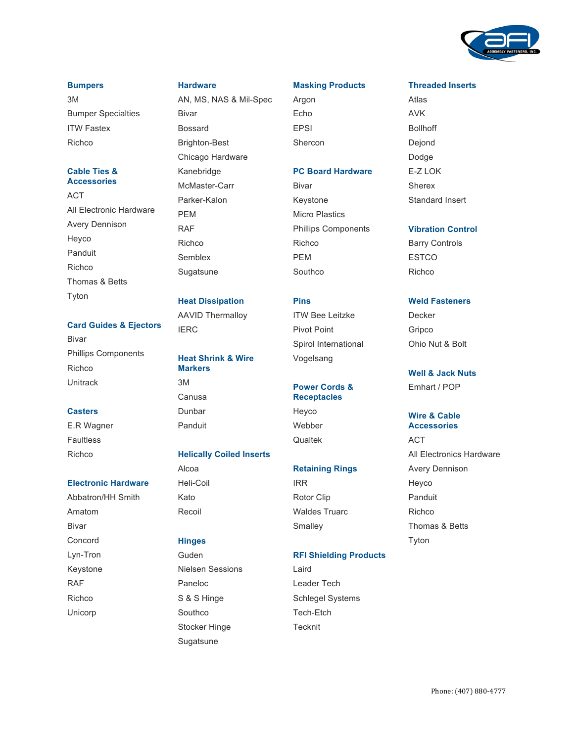### Bumpers

- 3M
- Bumper Specialties
- ITW Fastex
- Richco

### Cable Ties & Accessories

- ACT
- All Electronic Hardware
- Avery Dennison
- Heyco
- Panduit
- Richco
- Thomas & Betts
- Tyton

### Card Guides & Ejectors

- Bivar
- Phillips Components
- Richco
- Unitrack

### Casters

- E.R Wagner
- Faultless
- Richco

### Electronic Hardware

- Abbatron/HH Smith
- Amatom
- Bivar
- Concord
- Lyn-Tron
- Keystone
- RAF
- Richco
- Unicorp

### Hardware

- AN, MS, NAS & Mil-Spec
- Bivar
- Bossard
- Brighton-Best
- Chicago Hardware
- Kanebridge
- McMaster-Carr
- Parker-Kalon
- PEM
- RAF
- Richco
- Semblex
- Sugatsune

### Heat Dissipation

- AAVID Thermalloy
- IERC

### Heat Shrink & Wire Markers

- 3M
- Canusa
- Dunbar
- Panduit

### Helically Coiled Inserts

- Alcoa
- Heli-Coil
- Kato
- Recoil

### Hinges

- Guden
- Nielsen Sessions
- Paneloc
- S & S Hinge
- Southco
- Stocker Hinge
- Sugatsune

### Masking Products

- Argon
- Echo
- EPSI
- Shercon

### PC Board Hardware

- Bivar
- Keystone
- Micro Plastics
- Phillips Components
- Richco
- PEM
- Southco

### Pins

- ITW Bee Leitzke
- Pivot Point
- Spirol International
- Vogelsang

### Power Cords & Receptacles

- Heyco
- Webber
- Qualtek

### Retaining Rings

- IRR
- Rotor Clip
- Waldes Truarc
- Smalley

### RFI Shielding Products

- Laird
- Leader Tech
- Schlegel Systems
- Tech-Etch
- Tecknit

### Threaded Inserts

- Atlas
- AVK
- Bollhoff
- Dejond
- Dodge
- E-Z LOK
- Sherex
- Standard Insert

### Vibration Control

- Barry Controls
- ESTCO
- Richco

### Weld Fasteners

- Decker
- Gripco
- Ohio Nut & Bolt

### Well & Jack Nuts

- Emhart / POP

### Wire & Cable Accessories

- ACT
- All Electronics Hardware
- Avery Dennison
- Heyco
- Panduit
- Richco
- Thomas & Betts
- Tyton

Phone: (407) 880-4777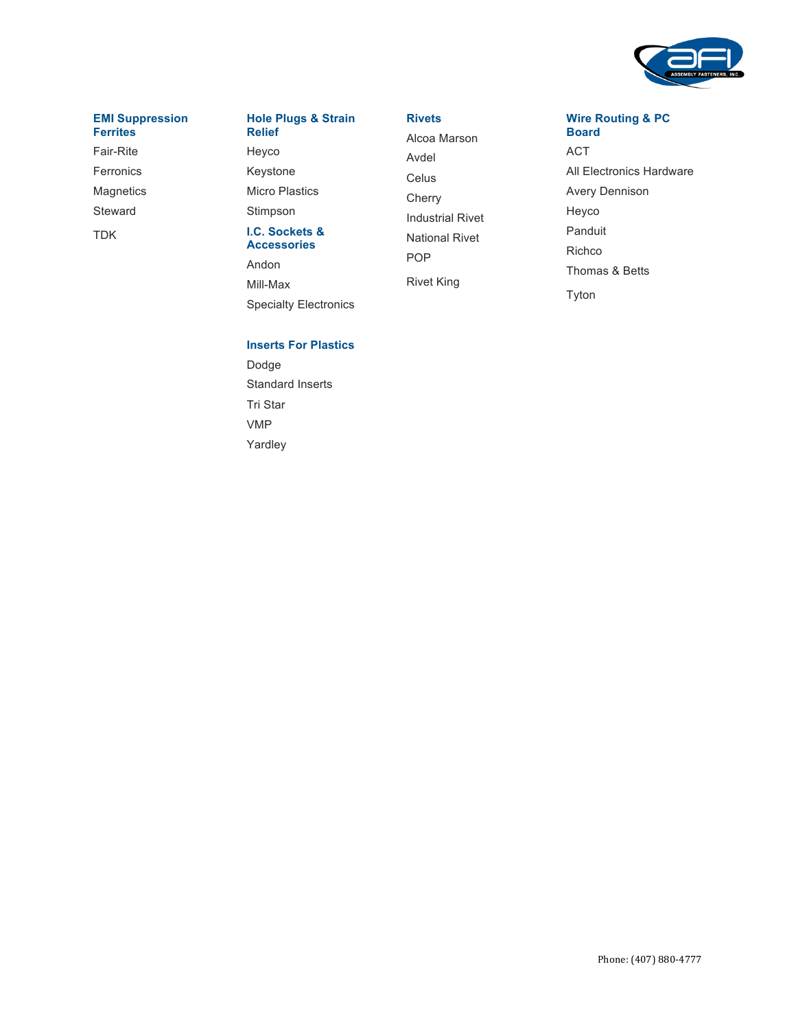## EMI Suppression Ferrites

- Fair-Rite
- Ferronics
- Magnetics
- Steward
- TDK

## Hole Plugs & Strain Relief

- Heyco
- Keystone
- Micro Plastics
- Stimpson

## I.C. Sockets & Accessories

- Andon
- Mill-Max
- Specialty Electronics

## Inserts For Plastics

- Dodge
- Standard Inserts
- Tri Star
- VMP
- Yardley

## Rivets

- Alcoa Marson
- Avdel
- Celus
- Cherry
- Industrial Rivet
- National Rivet
- POP
- Rivet King

## Wire Routing & PC Board

- ACT
- All Electronics Hardware
- Avery Dennison
- Heyco
- Panduit
- Richco
- Thomas & Betts
- Tyton

Phone: (407) 880-4777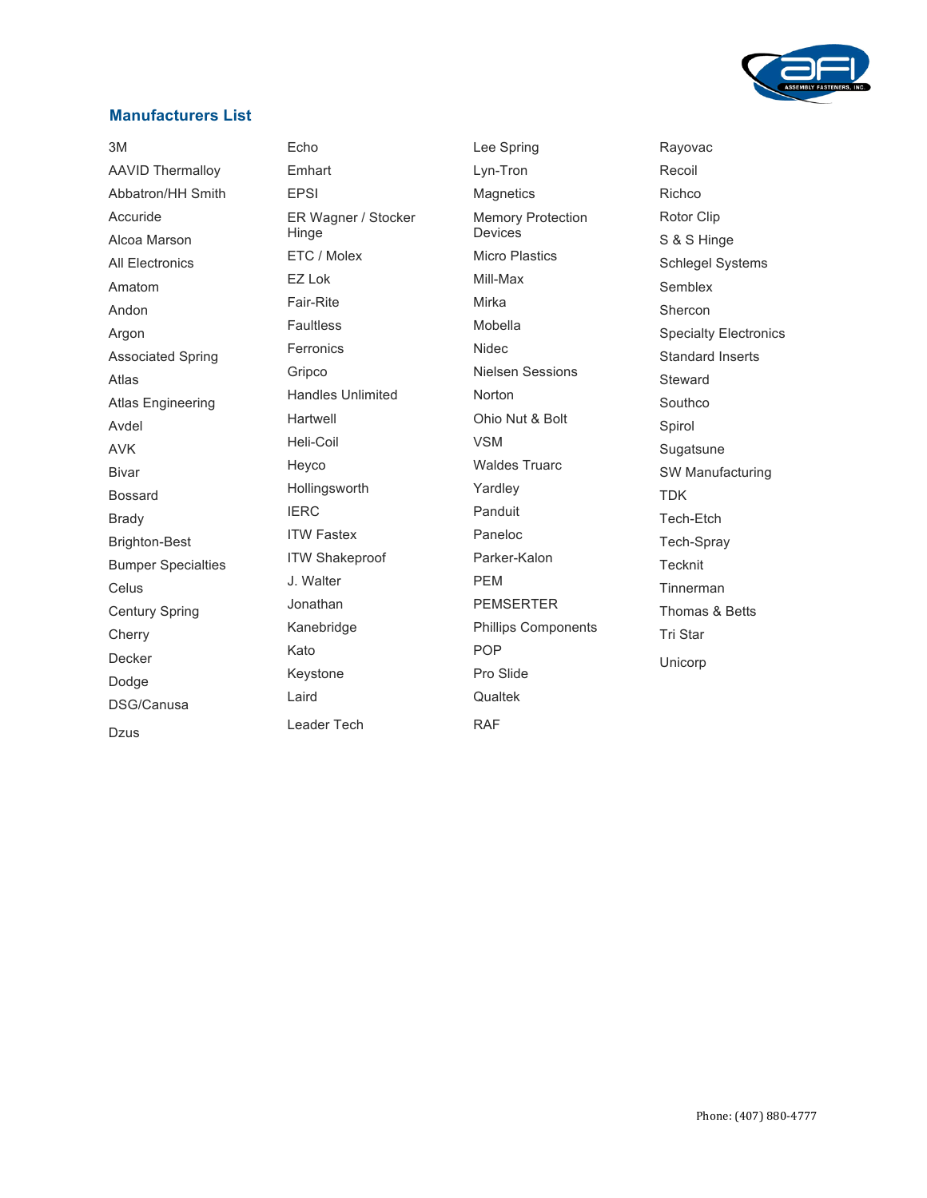## Manufacturers List

3M
AAVID Thermalloy
Abbatron/HH Smith
Accuride
Alcoa Marson
All Electronics
Amatom
Andon
Argon
Associated Spring
Atlas
Atlas Engineering
Avdel
AVK
Bivar
Bossard
Brady
Brighton-Best
Bumper Specialties
Celus
Century Spring
Cherry
Decker
Dodge
DSG/Canusa
Dzus
Echo
Emhart
EPSI
ER Wagner / Stocker Hinge
ETC / Molex
EZ Lok
Fair-Rite
Faultless
Ferronics
Gripco
Handles Unlimited
Hartwell
Heli-Coil
Heyco
Hollingsworth
IERC
ITW Fastex
ITW Shakeproof
J. Walter
Jonathan
Kanebridge
Kato
Keystone
Laird
Leader Tech
Lee Spring
Lyn-Tron
Magnetics
Memory Protection Devices
Micro Plastics
Mill-Max
Mirka
Mobella
Nidec
Nielsen Sessions
Norton
Ohio Nut & Bolt
VSM
Waldes Truarc
Yardley
Panduit
Paneloc
Parker-Kalon
PEM
PEMSERTER
Phillips Components
POP
Pro Slide
Qualtek
RAF
Rayovac
Recoil
Richco
Rotor Clip
S & S Hinge
Schlegel Systems
Semblex
Shercon
Specialty Electronics
Standard Inserts
Steward
Southco
Spirol
Sugatsune
SW Manufacturing
TDK
Tech-Etch
Tech-Spray
Tecknit
Tinnerman
Thomas & Betts
Tri Star
Unicorp

Phone: (407) 880-4777